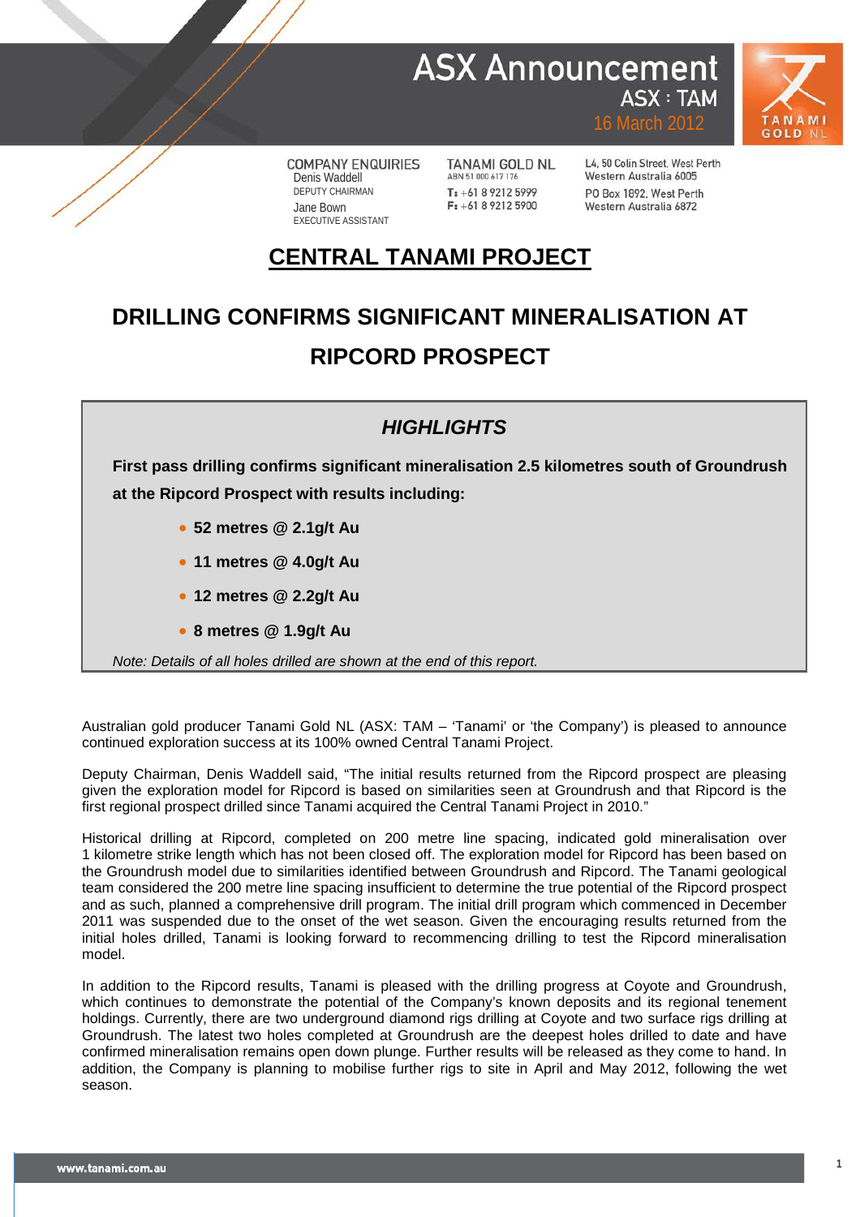# ASX Announcement

ASX : TAM

16 March 2012

COMPANY ENQUIRIES
Denis Waddell
DEPUTY CHAIRMAN
Jane Bown
EXECUTIVE ASSISTANT

TANAMI GOLD NL
ABN 51 000 617 176
T: +61 8 9212 5999
F: +61 8 9212 5900

L4, 50 Colin Street, West Perth
Western Australia 6005
PO Box 1892, West Perth
Western Australia 6872

## CENTRAL TANAMI PROJECT

## DRILLING CONFIRMS SIGNIFICANT MINERALISATION AT RIPCORD PROSPECT

### *HIGHLIGHTS*

**First pass drilling confirms significant mineralisation 2.5 kilometres south of Groundrush at the Ripcord Prospect with results including:**

- **52 metres @ 2.1g/t Au**
- **11 metres @ 4.0g/t Au**
- **12 metres @ 2.2g/t Au**
- **8 metres @ 1.9g/t Au**

*Note: Details of all holes drilled are shown at the end of this report.*

Australian gold producer Tanami Gold NL (ASX: TAM – 'Tanami' or 'the Company') is pleased to announce continued exploration success at its 100% owned Central Tanami Project.

Deputy Chairman, Denis Waddell said, "The initial results returned from the Ripcord prospect are pleasing given the exploration model for Ripcord is based on similarities seen at Groundrush and that Ripcord is the first regional prospect drilled since Tanami acquired the Central Tanami Project in 2010."

Historical drilling at Ripcord, completed on 200 metre line spacing, indicated gold mineralisation over 1 kilometre strike length which has not been closed off. The exploration model for Ripcord has been based on the Groundrush model due to similarities identified between Groundrush and Ripcord. The Tanami geological team considered the 200 metre line spacing insufficient to determine the true potential of the Ripcord prospect and as such, planned a comprehensive drill program. The initial drill program which commenced in December 2011 was suspended due to the onset of the wet season. Given the encouraging results returned from the initial holes drilled, Tanami is looking forward to recommencing drilling to test the Ripcord mineralisation model.

In addition to the Ripcord results, Tanami is pleased with the drilling progress at Coyote and Groundrush, which continues to demonstrate the potential of the Company's known deposits and its regional tenement holdings. Currently, there are two underground diamond rigs drilling at Coyote and two surface rigs drilling at Groundrush. The latest two holes completed at Groundrush are the deepest holes drilled to date and have confirmed mineralisation remains open down plunge. Further results will be released as they come to hand. In addition, the Company is planning to mobilise further rigs to site in April and May 2012, following the wet season.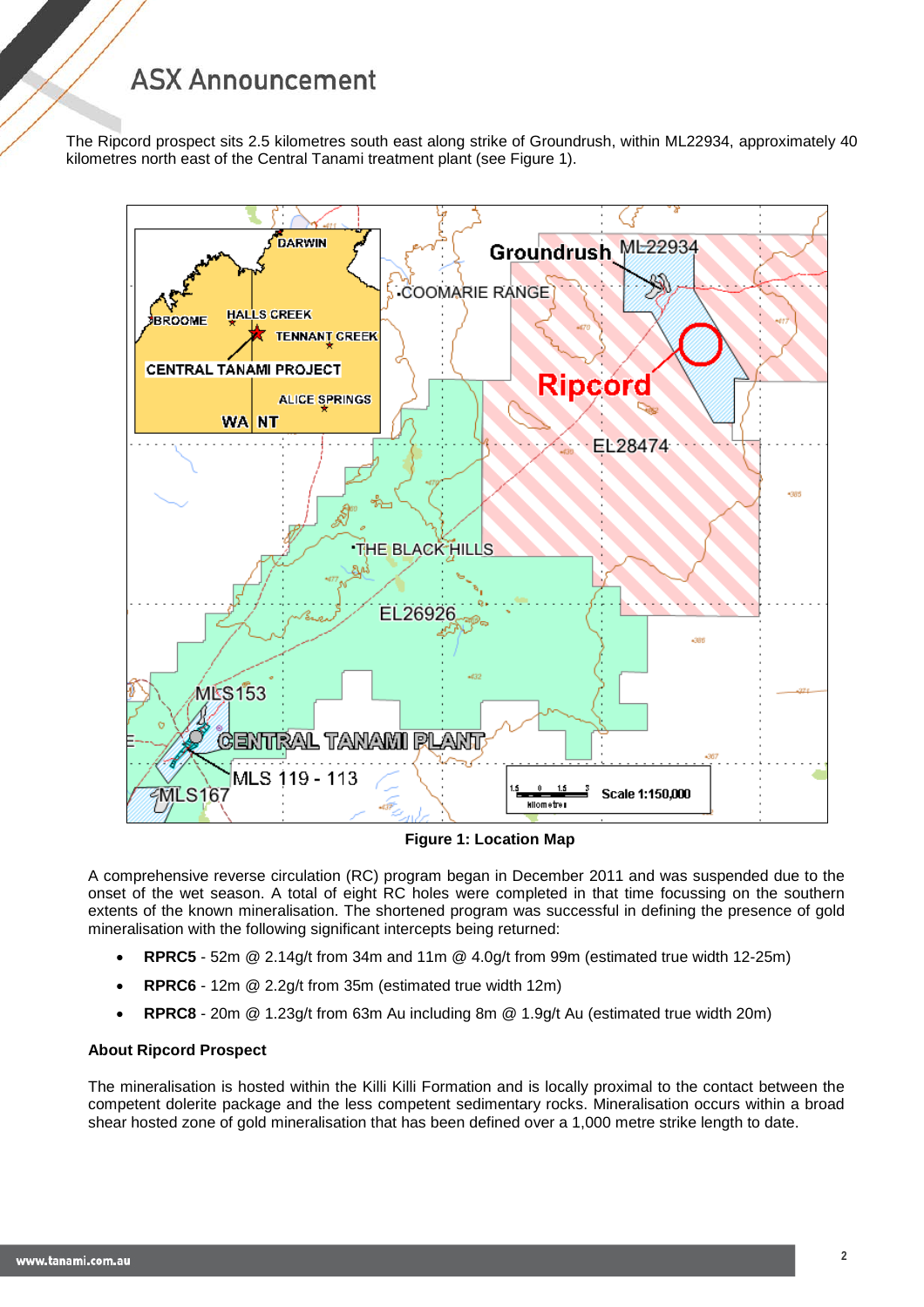The Ripcord prospect sits 2.5 kilometres south east along strike of Groundrush, within ML22934, approximately 40 kilometres north east of the Central Tanami treatment plant (see Figure 1).

**Figure 1: Location Map**

A comprehensive reverse circulation (RC) program began in December 2011 and was suspended due to the onset of the wet season. A total of eight RC holes were completed in that time focussing on the southern extents of the known mineralisation. The shortened program was successful in defining the presence of gold mineralisation with the following significant intercepts being returned:

- **RPRC5** - 52m @ 2.14g/t from 34m and 11m @ 4.0g/t from 99m (estimated true width 12-25m)
- **RPRC6** - 12m @ 2.2g/t from 35m (estimated true width 12m)
- **RPRC8** - 20m @ 1.23g/t from 63m Au including 8m @ 1.9g/t Au (estimated true width 20m)

**About Ripcord Prospect**

The mineralisation is hosted within the Killi Killi Formation and is locally proximal to the contact between the competent dolerite package and the less competent sedimentary rocks. Mineralisation occurs within a broad shear hosted zone of gold mineralisation that has been defined over a 1,000 metre strike length to date.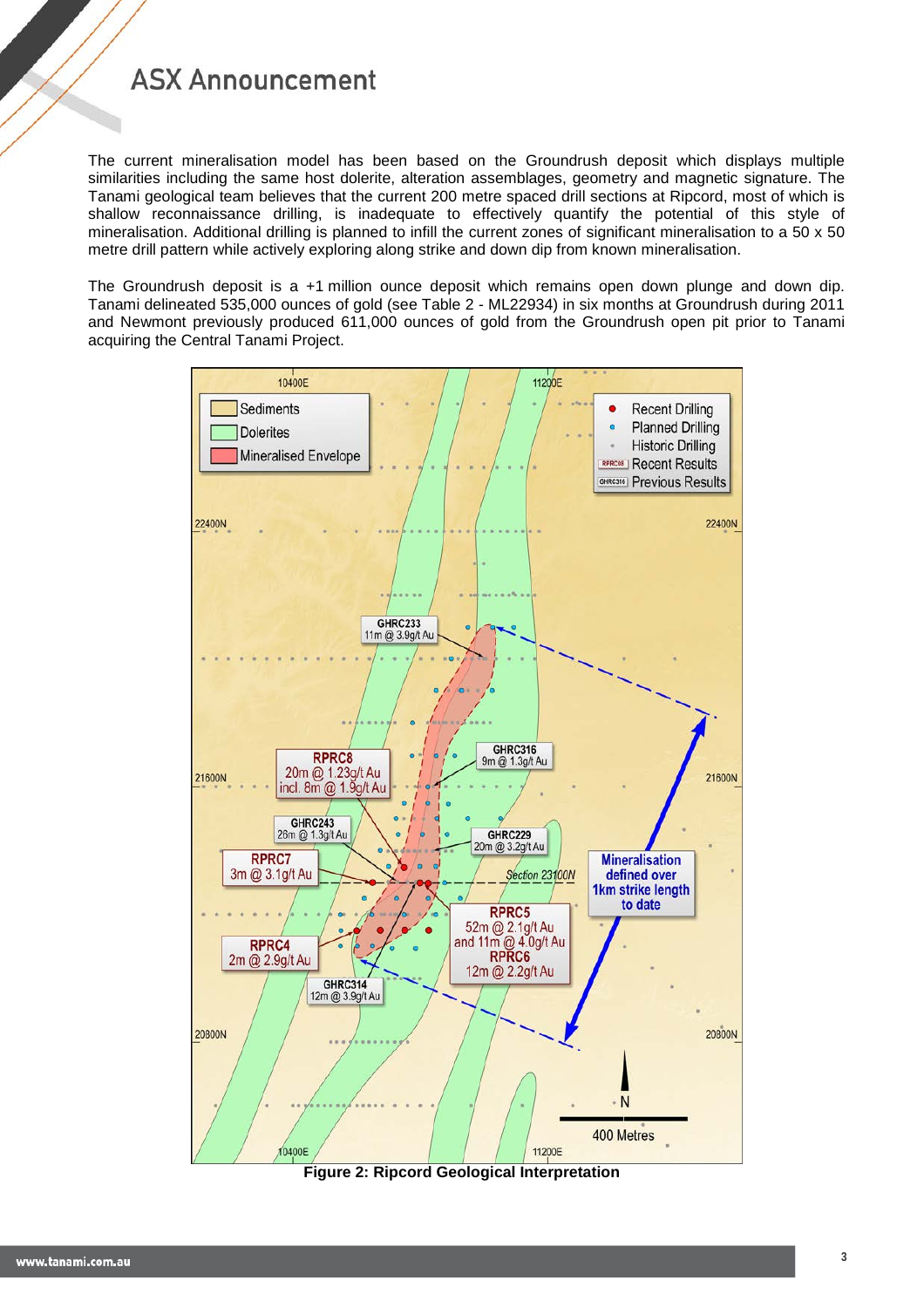The current mineralisation model has been based on the Groundrush deposit which displays multiple similarities including the same host dolerite, alteration assemblages, geometry and magnetic signature. The Tanami geological team believes that the current 200 metre spaced drill sections at Ripcord, most of which is shallow reconnaissance drilling, is inadequate to effectively quantify the potential of this style of mineralisation. Additional drilling is planned to infill the current zones of significant mineralisation to a 50 x 50 metre drill pattern while actively exploring along strike and down dip from known mineralisation.

The Groundrush deposit is a +1 million ounce deposit which remains open down plunge and down dip. Tanami delineated 535,000 ounces of gold (see Table 2 - ML22934) in six months at Groundrush during 2011 and Newmont previously produced 611,000 ounces of gold from the Groundrush open pit prior to Tanami acquiring the Central Tanami Project.

**Figure 2: Ripcord Geological Interpretation**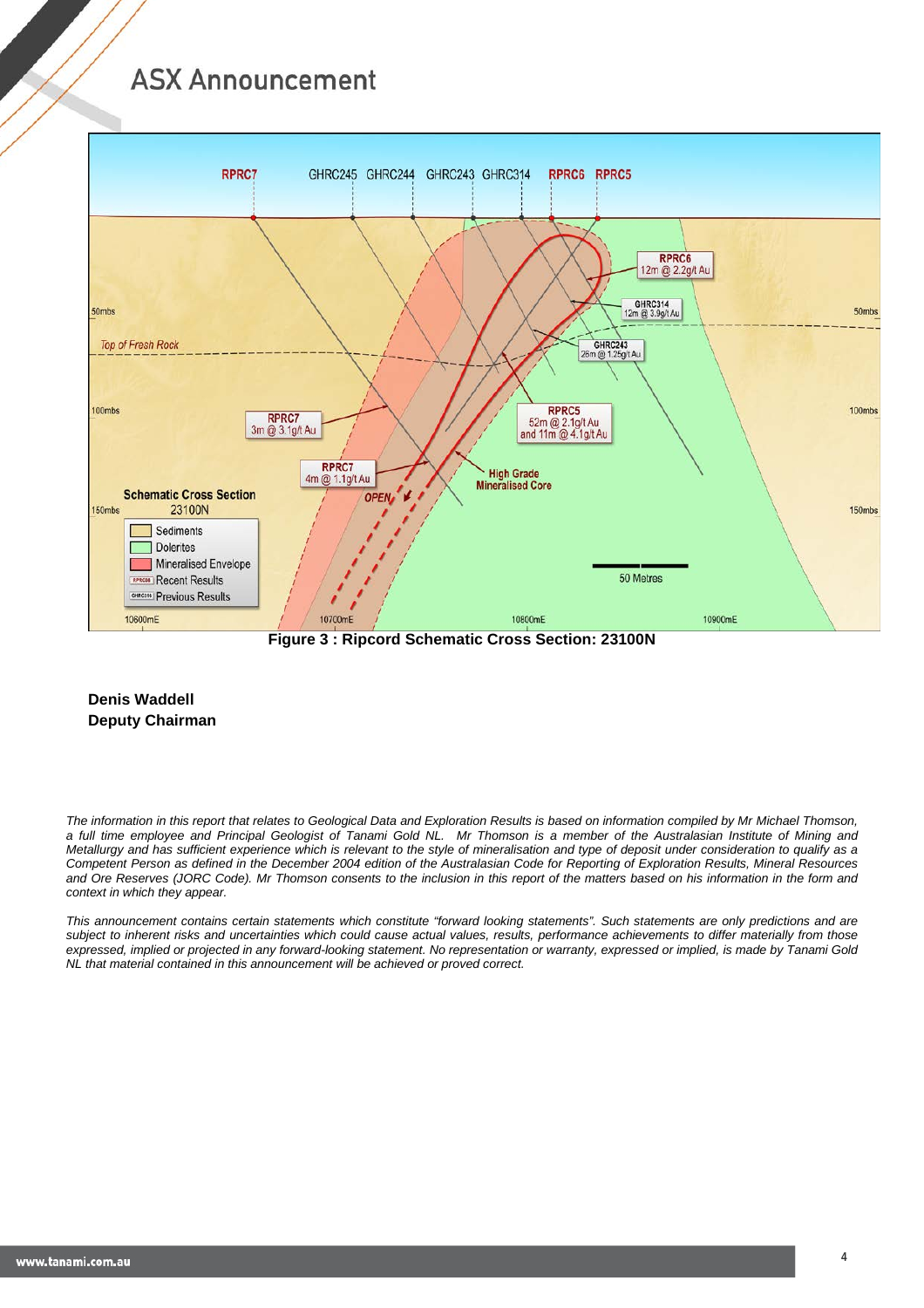Figure 3 : Ripcord Schematic Cross Section: 23100N

**Denis Waddell**
**Deputy Chairman**

*The information in this report that relates to Geological Data and Exploration Results is based on information compiled by Mr Michael Thomson, a full time employee and Principal Geologist of Tanami Gold NL. Mr Thomson is a member of the Australasian Institute of Mining and Metallurgy and has sufficient experience which is relevant to the style of mineralisation and type of deposit under consideration to qualify as a Competent Person as defined in the December 2004 edition of the Australasian Code for Reporting of Exploration Results, Mineral Resources and Ore Reserves (JORC Code). Mr Thomson consents to the inclusion in this report of the matters based on his information in the form and context in which they appear.*

*This announcement contains certain statements which constitute "forward looking statements". Such statements are only predictions and are subject to inherent risks and uncertainties which could cause actual values, results, performance achievements to differ materially from those expressed, implied or projected in any forward-looking statement. No representation or warranty, expressed or implied, is made by Tanami Gold NL that material contained in this announcement will be achieved or proved correct.*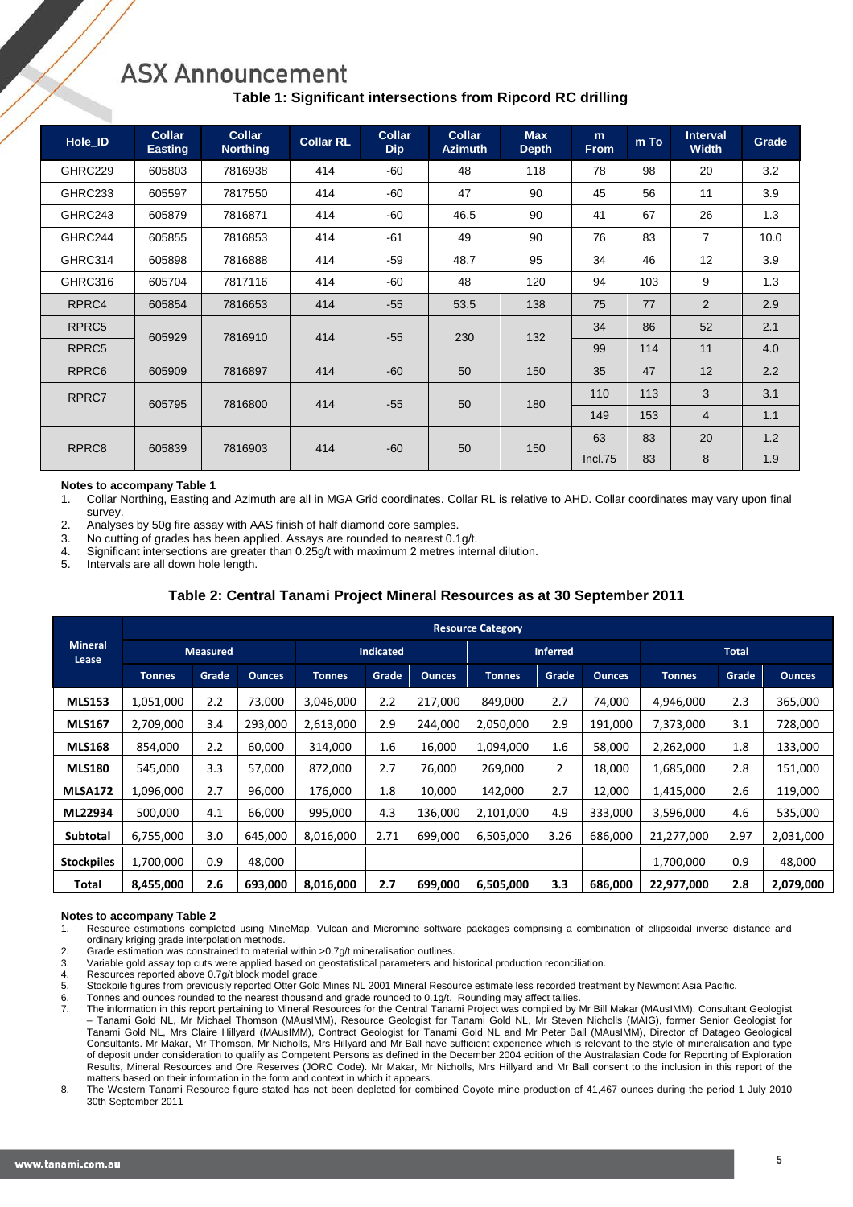# ASX Announcement

### Table 1: Significant intersections from Ripcord RC drilling

| Hole_ID | Collar Easting | Collar Northing | Collar RL | Collar Dip | Collar Azimuth | Max Depth | m From | m To | Interval Width | Grade |
|---|---|---|---|---|---|---|---|---|---|---|
| GHRC229 | 605803 | 7816938 | 414 | -60 | 48 | 118 | 78 | 98 | 20 | 3.2 |
| GHRC233 | 605597 | 7817550 | 414 | -60 | 47 | 90 | 45 | 56 | 11 | 3.9 |
| GHRC243 | 605879 | 7816871 | 414 | -60 | 46.5 | 90 | 41 | 67 | 26 | 1.3 |
| GHRC244 | 605855 | 7816853 | 414 | -61 | 49 | 90 | 76 | 83 | 7 | 10.0 |
| GHRC314 | 605898 | 7816888 | 414 | -59 | 48.7 | 95 | 34 | 46 | 12 | 3.9 |
| GHRC316 | 605704 | 7817116 | 414 | -60 | 48 | 120 | 94 | 103 | 9 | 1.3 |
| RPRC4 | 605854 | 7816653 | 414 | -55 | 53.5 | 138 | 75 | 77 | 2 | 2.9 |
| RPRC5 | 605929 | 7816910 | 414 | -55 | 230 | 132 | 34 | 86 | 52 | 2.1 |
| RPRC5 | | | | | | | 99 | 114 | 11 | 4.0 |
| RPRC6 | 605909 | 7816897 | 414 | -60 | 50 | 150 | 35 | 47 | 12 | 2.2 |
| RPRC7 | 605795 | 7816800 | 414 | -55 | 50 | 180 | 110 | 113 | 3 | 3.1 |
| | | | | | | | 149 | 153 | 4 | 1.1 |
| RPRC8 | 605839 | 7816903 | 414 | -60 | 50 | 150 | 63 | 83 | 20 | 1.2 |
| | | | | | | | Incl.75 | 83 | 8 | 1.9 |

**Notes to accompany Table 1**

1. Collar Northing, Easting and Azimuth are all in MGA Grid coordinates. Collar RL is relative to AHD. Collar coordinates may vary upon final survey.
2. Analyses by 50g fire assay with AAS finish of half diamond core samples.
3. No cutting of grades has been applied. Assays are rounded to nearest 0.1g/t.
4. Significant intersections are greater than 0.25g/t with maximum 2 metres internal dilution.
5. Intervals are all down hole length.

### Table 2: Central Tanami Project Mineral Resources as at 30 September 2011

| Mineral Lease | Resource Category | | | | | | | | | | | |
|---|---|---|---|---|---|---|---|---|---|---|---|---|
| | Measured | | | Indicated | | | Inferred | | | Total | | |
| | Tonnes | Grade | Ounces | Tonnes | Grade | Ounces | Tonnes | Grade | Ounces | Tonnes | Grade | Ounces |
| **MLS153** | 1,051,000 | 2.2 | 73,000 | 3,046,000 | 2.2 | 217,000 | 849,000 | 2.7 | 74,000 | 4,946,000 | 2.3 | 365,000 |
| **MLS167** | 2,709,000 | 3.4 | 293,000 | 2,613,000 | 2.9 | 244,000 | 2,050,000 | 2.9 | 191,000 | 7,373,000 | 3.1 | 728,000 |
| **MLS168** | 854,000 | 2.2 | 60,000 | 314,000 | 1.6 | 16,000 | 1,094,000 | 1.6 | 58,000 | 2,262,000 | 1.8 | 133,000 |
| **MLS180** | 545,000 | 3.3 | 57,000 | 872,000 | 2.7 | 76,000 | 269,000 | 2 | 18,000 | 1,685,000 | 2.8 | 151,000 |
| **MLSA172** | 1,096,000 | 2.7 | 96,000 | 176,000 | 1.8 | 10,000 | 142,000 | 2.7 | 12,000 | 1,415,000 | 2.6 | 119,000 |
| **ML22934** | 500,000 | 4.1 | 66,000 | 995,000 | 4.3 | 136,000 | 2,101,000 | 4.9 | 333,000 | 3,596,000 | 4.6 | 535,000 |
| **Subtotal** | 6,755,000 | 3.0 | 645,000 | 8,016,000 | 2.71 | 699,000 | 6,505,000 | 3.26 | 686,000 | 21,277,000 | 2.97 | 2,031,000 |
| **Stockpiles** | 1,700,000 | 0.9 | 48,000 | | | | | | | 1,700,000 | 0.9 | 48,000 |
| **Total** | **8,455,000** | **2.6** | **693,000** | **8,016,000** | **2.7** | **699,000** | **6,505,000** | **3.3** | **686,000** | **22,977,000** | **2.8** | **2,079,000** |

**Notes to accompany Table 2**

1. Resource estimations completed using MineMap, Vulcan and Micromine software packages comprising a combination of ellipsoidal inverse distance and ordinary kriging grade interpolation methods.
2. Grade estimation was constrained to material within >0.7g/t mineralisation outlines.
3. Variable gold assay top cuts were applied based on geostatistical parameters and historical production reconciliation.
4. Resources reported above 0.7g/t block model grade.
5. Stockpile figures from previously reported Otter Gold Mines NL 2001 Mineral Resource estimate less recorded treatment by Newmont Asia Pacific.
6. Tonnes and ounces rounded to the nearest thousand and grade rounded to 0.1g/t. Rounding may affect tallies.
7. The information in this report pertaining to Mineral Resources for the Central Tanami Project was compiled by Mr Bill Makar (MAusIMM), Consultant Geologist – Tanami Gold NL, Mr Michael Thomson (MAusIMM), Resource Geologist for Tanami Gold NL, Mr Steven Nicholls (MAIG), former Senior Geologist for Tanami Gold NL, Mrs Claire Hillyard (MAusIMM), Contract Geologist for Tanami Gold NL and Mr Peter Ball (MAusIMM), Director of Datageo Geological Consultants. Mr Makar, Mr Thomson, Mr Nicholls, Mrs Hillyard and Mr Ball have sufficient experience which is relevant to the style of mineralisation and type of deposit under consideration to qualify as Competent Persons as defined in the December 2004 edition of the Australasian Code for Reporting of Exploration Results, Mineral Resources and Ore Reserves (JORC Code). Mr Makar, Mr Nicholls, Mrs Hillyard and Mr Ball consent to the inclusion in this report of the matters based on their information in the form and context in which it appears.
8. The Western Tanami Resource figure stated has not been depleted for combined Coyote mine production of 41,467 ounces during the period 1 July 2010 30th September 2011

www.tanami.com.au